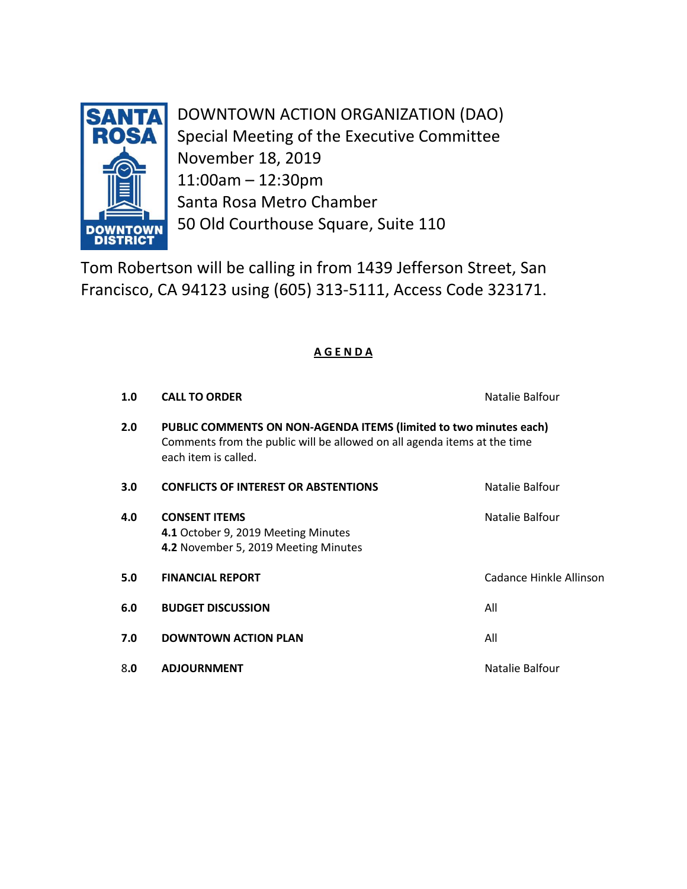SANTA ROSA DOWNTOWN DISTRICT

DOWNTOWN ACTION ORGANIZATION (DAO)
Special Meeting of the Executive Committee
November 18, 2019
11:00am – 12:30pm
Santa Rosa Metro Chamber
50 Old Courthouse Square, Suite 110

Tom Robertson will be calling in from 1439 Jefferson Street, San Francisco, CA 94123 using (605) 313-5111, Access Code 323171.

## AGENDA

| | | |
|---|---|---|
| **1.0** | **CALL TO ORDER** | Natalie Balfour |
| **2.0** | **PUBLIC COMMENTS ON NON-AGENDA ITEMS (limited to two minutes each)** Comments from the public will be allowed on all agenda items at the time each item is called. | |
| **3.0** | **CONFLICTS OF INTEREST OR ABSTENTIONS** | Natalie Balfour |
| **4.0** | **CONSENT ITEMS** **4.1** October 9, 2019 Meeting Minutes **4.2** November 5, 2019 Meeting Minutes | Natalie Balfour |
| **5.0** | **FINANCIAL REPORT** | Cadance Hinkle Allinson |
| **6.0** | **BUDGET DISCUSSION** | All |
| **7.0** | **DOWNTOWN ACTION PLAN** | All |
| 8.**0** | **ADJOURNMENT** | Natalie Balfour |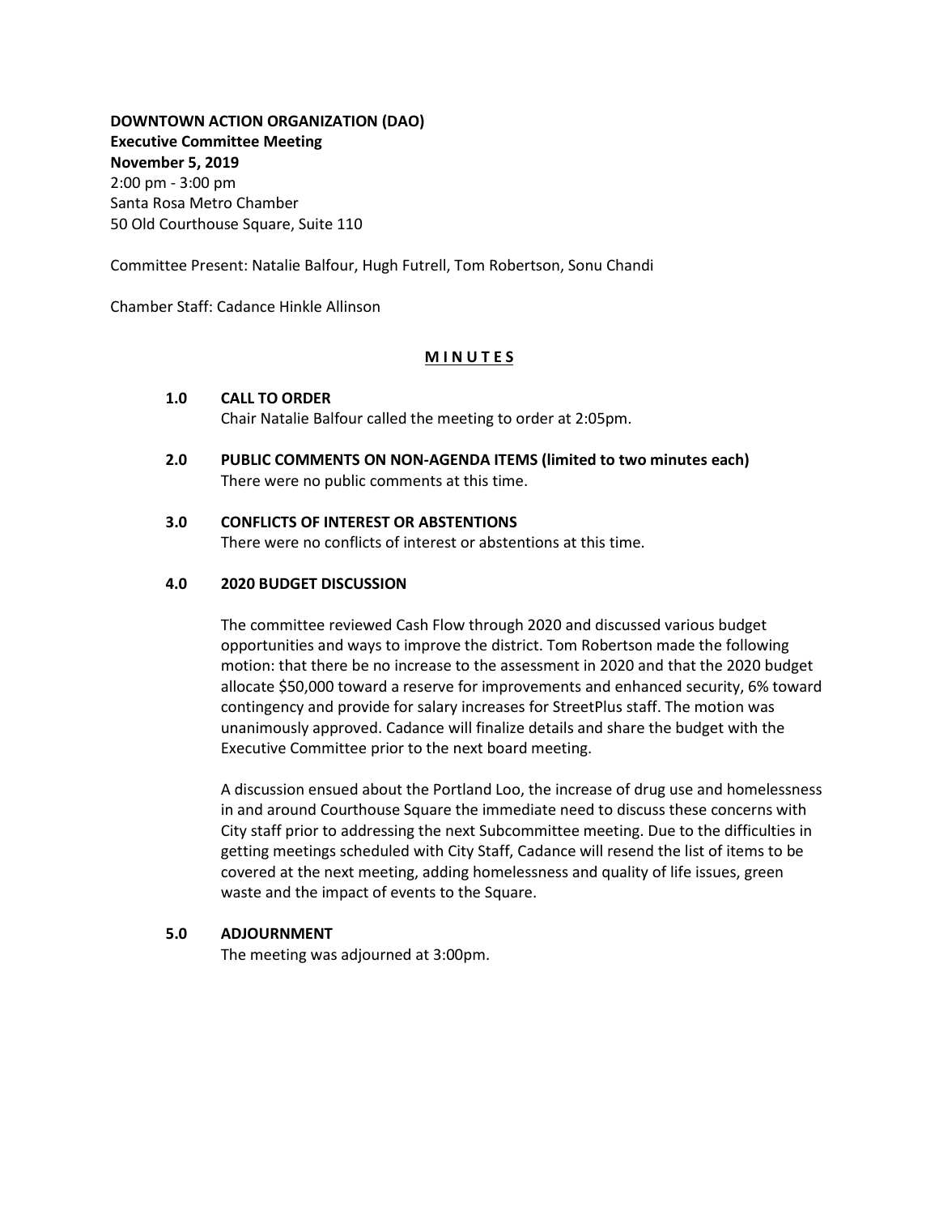**DOWNTOWN ACTION ORGANIZATION (DAO)**
**Executive Committee Meeting**
**November 5, 2019**
2:00 pm - 3:00 pm
Santa Rosa Metro Chamber
50 Old Courthouse Square, Suite 110

Committee Present: Natalie Balfour, Hugh Futrell, Tom Robertson, Sonu Chandi

Chamber Staff: Cadance Hinkle Allinson

## M I N U T E S

**1.0 CALL TO ORDER**

Chair Natalie Balfour called the meeting to order at 2:05pm.

**2.0 PUBLIC COMMENTS ON NON-AGENDA ITEMS (limited to two minutes each)**

There were no public comments at this time.

**3.0 CONFLICTS OF INTEREST OR ABSTENTIONS**

There were no conflicts of interest or abstentions at this time.

**4.0 2020 BUDGET DISCUSSION**

The committee reviewed Cash Flow through 2020 and discussed various budget opportunities and ways to improve the district. Tom Robertson made the following motion: that there be no increase to the assessment in 2020 and that the 2020 budget allocate $50,000 toward a reserve for improvements and enhanced security, 6% toward contingency and provide for salary increases for StreetPlus staff. The motion was unanimously approved. Cadance will finalize details and share the budget with the Executive Committee prior to the next board meeting.

A discussion ensued about the Portland Loo, the increase of drug use and homelessness in and around Courthouse Square the immediate need to discuss these concerns with City staff prior to addressing the next Subcommittee meeting. Due to the difficulties in getting meetings scheduled with City Staff, Cadance will resend the list of items to be covered at the next meeting, adding homelessness and quality of life issues, green waste and the impact of events to the Square.

**5.0 ADJOURNMENT**

The meeting was adjourned at 3:00pm.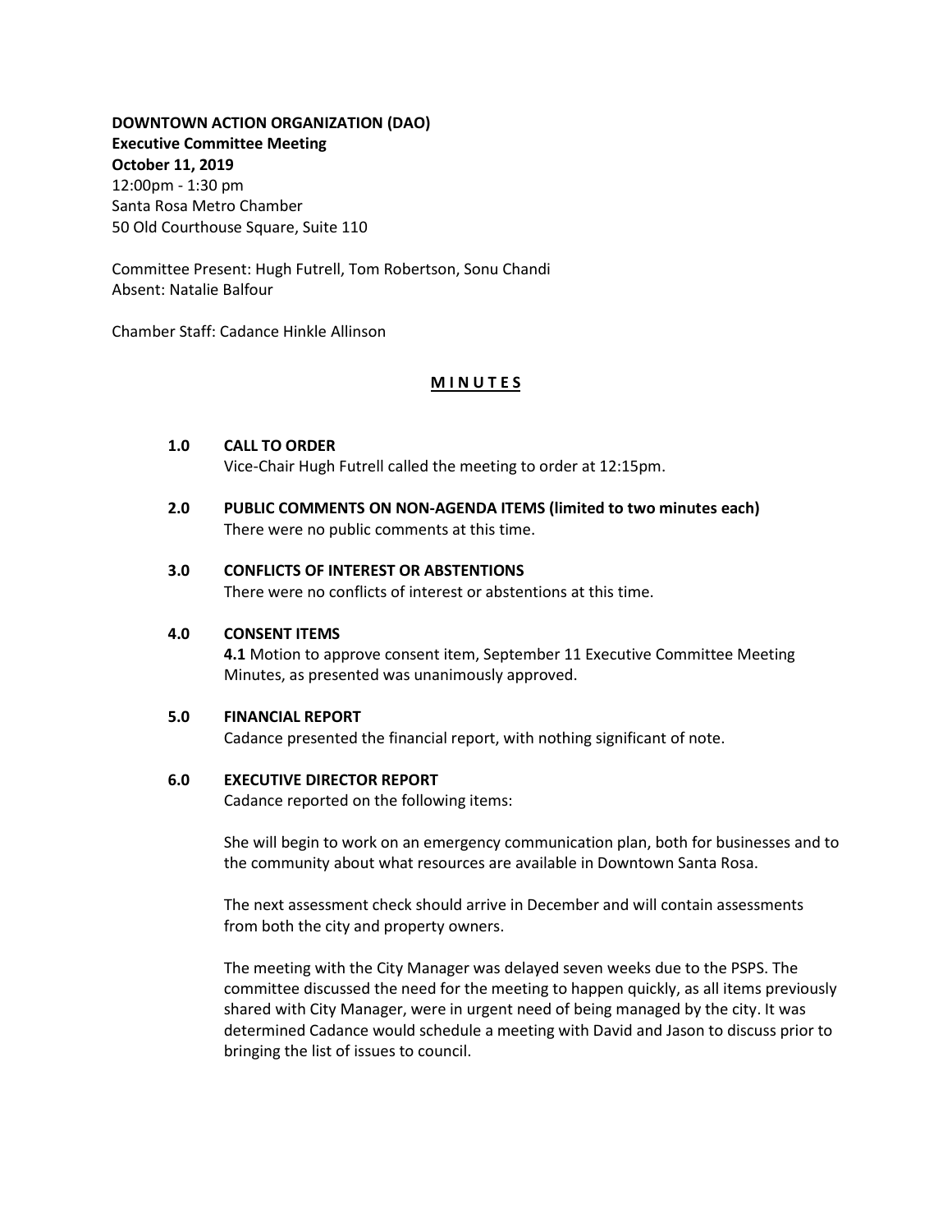**DOWNTOWN ACTION ORGANIZATION (DAO)**
**Executive Committee Meeting**
**October 11, 2019**
12:00pm - 1:30 pm
Santa Rosa Metro Chamber
50 Old Courthouse Square, Suite 110

Committee Present: Hugh Futrell, Tom Robertson, Sonu Chandi
Absent: Natalie Balfour

Chamber Staff: Cadance Hinkle Allinson

## M I N U T E S

**1.0 CALL TO ORDER**
Vice-Chair Hugh Futrell called the meeting to order at 12:15pm.

**2.0 PUBLIC COMMENTS ON NON-AGENDA ITEMS (limited to two minutes each)**
There were no public comments at this time.

**3.0 CONFLICTS OF INTEREST OR ABSTENTIONS**
There were no conflicts of interest or abstentions at this time.

**4.0 CONSENT ITEMS**
**4.1** Motion to approve consent item, September 11 Executive Committee Meeting Minutes, as presented was unanimously approved.

**5.0 FINANCIAL REPORT**
Cadance presented the financial report, with nothing significant of note.

**6.0 EXECUTIVE DIRECTOR REPORT**
Cadance reported on the following items:

She will begin to work on an emergency communication plan, both for businesses and to the community about what resources are available in Downtown Santa Rosa.

The next assessment check should arrive in December and will contain assessments from both the city and property owners.

The meeting with the City Manager was delayed seven weeks due to the PSPS. The committee discussed the need for the meeting to happen quickly, as all items previously shared with City Manager, were in urgent need of being managed by the city. It was determined Cadance would schedule a meeting with David and Jason to discuss prior to bringing the list of issues to council.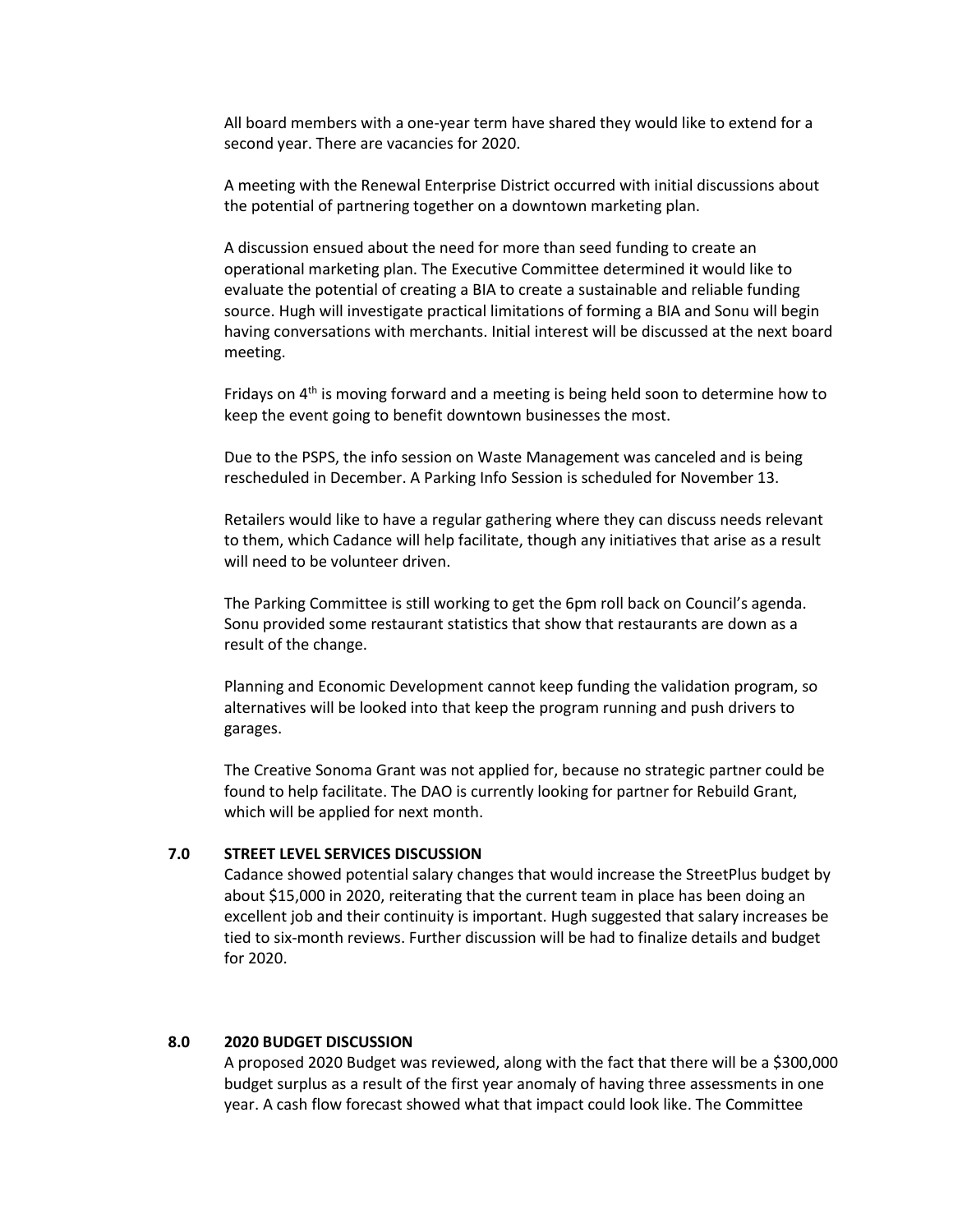All board members with a one-year term have shared they would like to extend for a second year. There are vacancies for 2020.

A meeting with the Renewal Enterprise District occurred with initial discussions about the potential of partnering together on a downtown marketing plan.

A discussion ensued about the need for more than seed funding to create an operational marketing plan. The Executive Committee determined it would like to evaluate the potential of creating a BIA to create a sustainable and reliable funding source. Hugh will investigate practical limitations of forming a BIA and Sonu will begin having conversations with merchants. Initial interest will be discussed at the next board meeting.

Fridays on 4th is moving forward and a meeting is being held soon to determine how to keep the event going to benefit downtown businesses the most.

Due to the PSPS, the info session on Waste Management was canceled and is being rescheduled in December. A Parking Info Session is scheduled for November 13.

Retailers would like to have a regular gathering where they can discuss needs relevant to them, which Cadance will help facilitate, though any initiatives that arise as a result will need to be volunteer driven.

The Parking Committee is still working to get the 6pm roll back on Council's agenda. Sonu provided some restaurant statistics that show that restaurants are down as a result of the change.

Planning and Economic Development cannot keep funding the validation program, so alternatives will be looked into that keep the program running and push drivers to garages.

The Creative Sonoma Grant was not applied for, because no strategic partner could be found to help facilitate. The DAO is currently looking for partner for Rebuild Grant, which will be applied for next month.

## 7.0 STREET LEVEL SERVICES DISCUSSION

Cadance showed potential salary changes that would increase the StreetPlus budget by about $15,000 in 2020, reiterating that the current team in place has been doing an excellent job and their continuity is important. Hugh suggested that salary increases be tied to six-month reviews. Further discussion will be had to finalize details and budget for 2020.

## 8.0 2020 BUDGET DISCUSSION

A proposed 2020 Budget was reviewed, along with the fact that there will be a $300,000 budget surplus as a result of the first year anomaly of having three assessments in one year. A cash flow forecast showed what that impact could look like. The Committee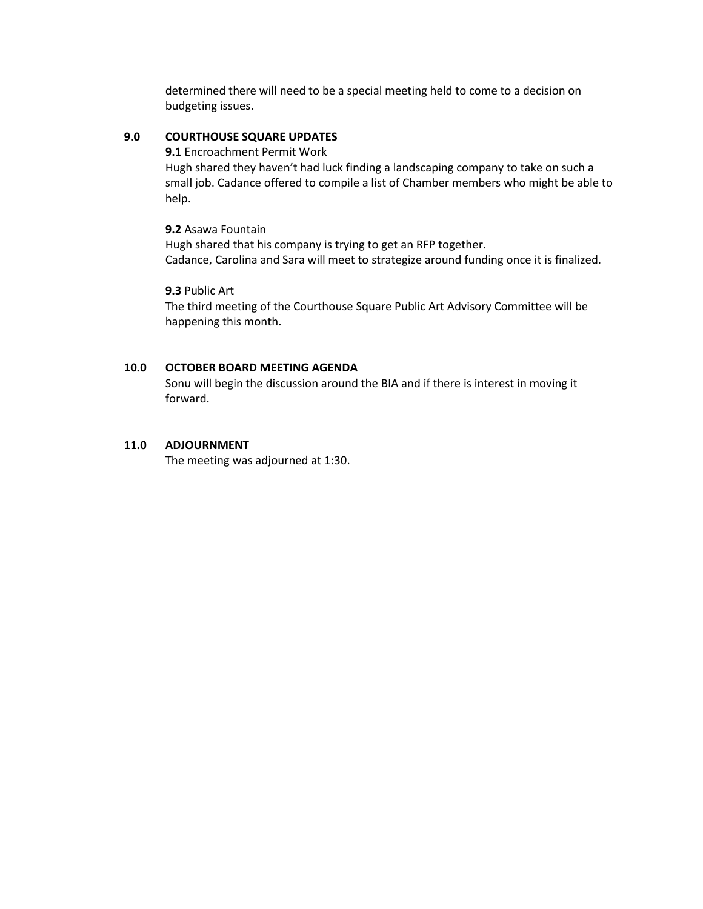determined there will need to be a special meeting held to come to a decision on budgeting issues.

## 9.0 COURTHOUSE SQUARE UPDATES

**9.1** Encroachment Permit Work

Hugh shared they haven't had luck finding a landscaping company to take on such a small job. Cadance offered to compile a list of Chamber members who might be able to help.

**9.2** Asawa Fountain

Hugh shared that his company is trying to get an RFP together.
Cadance, Carolina and Sara will meet to strategize around funding once it is finalized.

**9.3** Public Art

The third meeting of the Courthouse Square Public Art Advisory Committee will be happening this month.

## 10.0 OCTOBER BOARD MEETING AGENDA

Sonu will begin the discussion around the BIA and if there is interest in moving it forward.

## 11.0 ADJOURNMENT

The meeting was adjourned at 1:30.